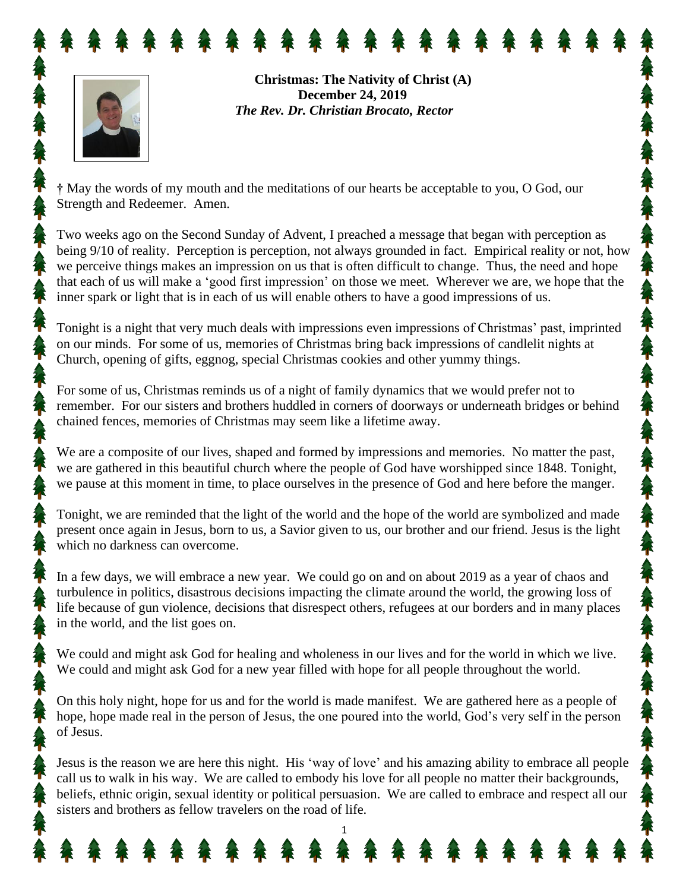**Christmas: The Nativity of Christ (A)**
**December 24, 2019**
***The Rev. Dr. Christian Brocato, Rector***

† May the words of my mouth and the meditations of our hearts be acceptable to you, O God, our Strength and Redeemer. Amen.

Two weeks ago on the Second Sunday of Advent, I preached a message that began with perception as being 9/10 of reality. Perception is perception, not always grounded in fact. Empirical reality or not, how we perceive things makes an impression on us that is often difficult to change. Thus, the need and hope that each of us will make a 'good first impression' on those we meet. Wherever we are, we hope that the inner spark or light that is in each of us will enable others to have a good impressions of us.

Tonight is a night that very much deals with impressions even impressions of Christmas' past, imprinted on our minds. For some of us, memories of Christmas bring back impressions of candlelit nights at Church, opening of gifts, eggnog, special Christmas cookies and other yummy things.

For some of us, Christmas reminds us of a night of family dynamics that we would prefer not to remember. For our sisters and brothers huddled in corners of doorways or underneath bridges or behind chained fences, memories of Christmas may seem like a lifetime away.

We are a composite of our lives, shaped and formed by impressions and memories. No matter the past, we are gathered in this beautiful church where the people of God have worshipped since 1848. Tonight, we pause at this moment in time, to place ourselves in the presence of God and here before the manger.

Tonight, we are reminded that the light of the world and the hope of the world are symbolized and made present once again in Jesus, born to us, a Savior given to us, our brother and our friend. Jesus is the light which no darkness can overcome.

In a few days, we will embrace a new year. We could go on and on about 2019 as a year of chaos and turbulence in politics, disastrous decisions impacting the climate around the world, the growing loss of life because of gun violence, decisions that disrespect others, refugees at our borders and in many places in the world, and the list goes on.

We could and might ask God for healing and wholeness in our lives and for the world in which we live. We could and might ask God for a new year filled with hope for all people throughout the world.

On this holy night, hope for us and for the world is made manifest. We are gathered here as a people of hope, hope made real in the person of Jesus, the one poured into the world, God's very self in the person of Jesus.

Jesus is the reason we are here this night. His 'way of love' and his amazing ability to embrace all people call us to walk in his way. We are called to embody his love for all people no matter their backgrounds, beliefs, ethnic origin, sexual identity or political persuasion. We are called to embrace and respect all our sisters and brothers as fellow travelers on the road of life.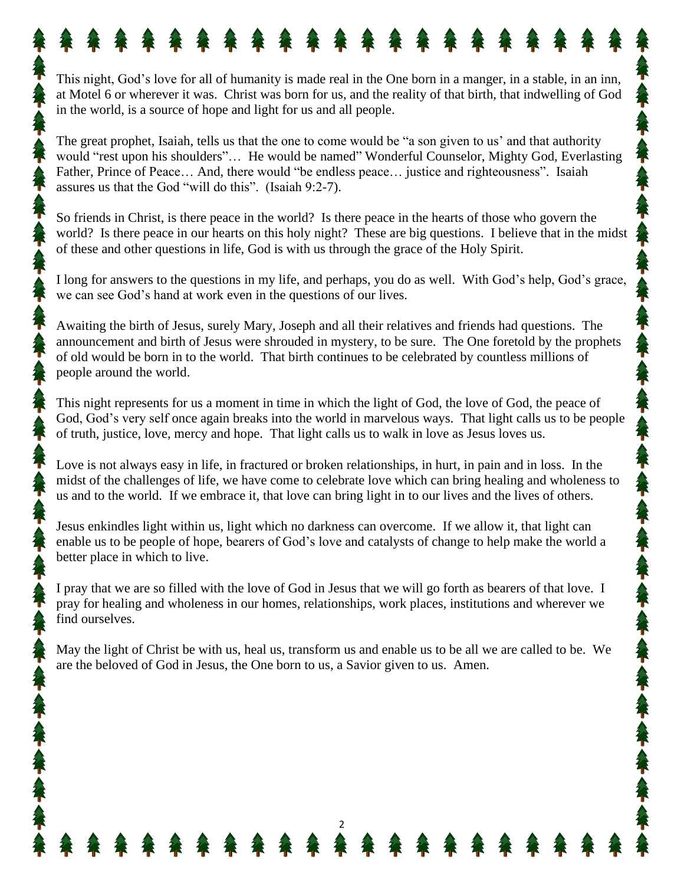This night, God’s love for all of humanity is made real in the One born in a manger, in a stable, in an inn, at Motel 6 or wherever it was. Christ was born for us, and the reality of that birth, that indwelling of God in the world, is a source of hope and light for us and all people.

The great prophet, Isaiah, tells us that the one to come would be “a son given to us’ and that authority would “rest upon his shoulders”… He would be named” Wonderful Counselor, Mighty God, Everlasting Father, Prince of Peace… And, there would “be endless peace… justice and righteousness”. Isaiah assures us that the God “will do this”. (Isaiah 9:2-7).

So friends in Christ, is there peace in the world? Is there peace in the hearts of those who govern the world? Is there peace in our hearts on this holy night? These are big questions. I believe that in the midst of these and other questions in life, God is with us through the grace of the Holy Spirit.

I long for answers to the questions in my life, and perhaps, you do as well. With God’s help, God’s grace, we can see God’s hand at work even in the questions of our lives.

Awaiting the birth of Jesus, surely Mary, Joseph and all their relatives and friends had questions. The announcement and birth of Jesus were shrouded in mystery, to be sure. The One foretold by the prophets of old would be born in to the world. That birth continues to be celebrated by countless millions of people around the world.

This night represents for us a moment in time in which the light of God, the love of God, the peace of God, God’s very self once again breaks into the world in marvelous ways. That light calls us to be people of truth, justice, love, mercy and hope. That light calls us to walk in love as Jesus loves us.

Love is not always easy in life, in fractured or broken relationships, in hurt, in pain and in loss. In the midst of the challenges of life, we have come to celebrate love which can bring healing and wholeness to us and to the world. If we embrace it, that love can bring light in to our lives and the lives of others.

Jesus enkindles light within us, light which no darkness can overcome. If we allow it, that light can enable us to be people of hope, bearers of God’s love and catalysts of change to help make the world a better place in which to live.

I pray that we are so filled with the love of God in Jesus that we will go forth as bearers of that love. I pray for healing and wholeness in our homes, relationships, work places, institutions and wherever we find ourselves.

May the light of Christ be with us, heal us, transform us and enable us to be all we are called to be. We are the beloved of God in Jesus, the One born to us, a Savior given to us. Amen.